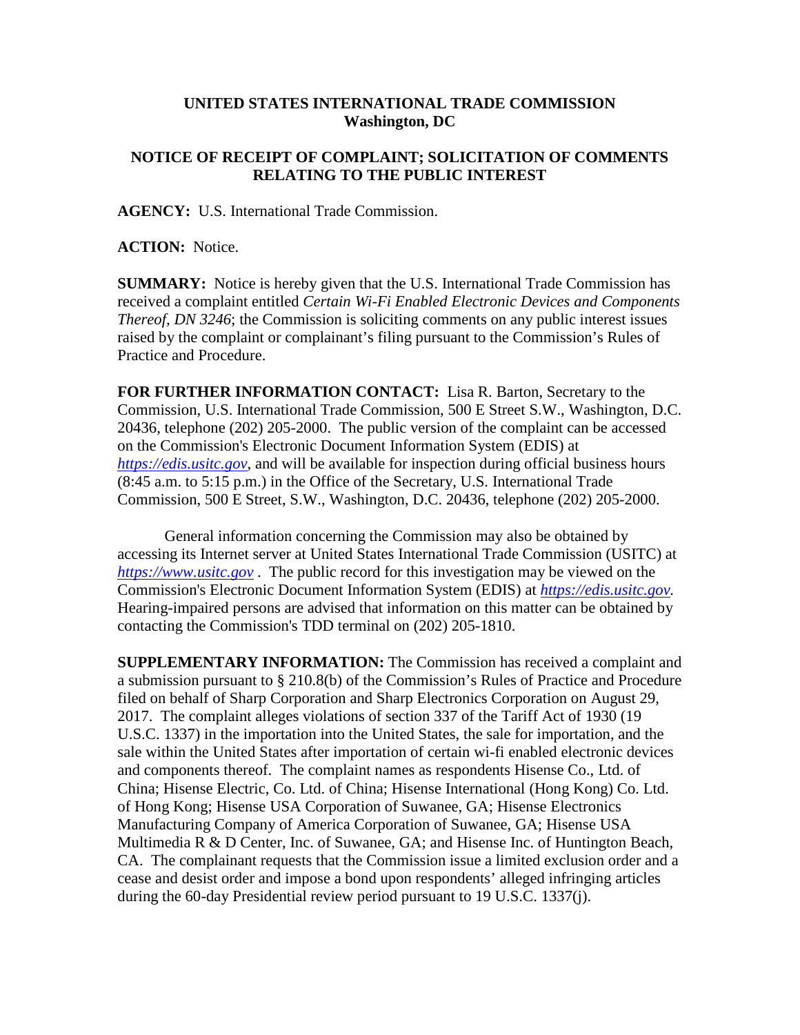**UNITED STATES INTERNATIONAL TRADE COMMISSION**
**Washington, DC**

**NOTICE OF RECEIPT OF COMPLAINT; SOLICITATION OF COMMENTS RELATING TO THE PUBLIC INTEREST**

**AGENCY:** U.S. International Trade Commission.

**ACTION:** Notice.

**SUMMARY:** Notice is hereby given that the U.S. International Trade Commission has received a complaint entitled *Certain Wi-Fi Enabled Electronic Devices and Components Thereof, DN 3246*; the Commission is soliciting comments on any public interest issues raised by the complaint or complainant's filing pursuant to the Commission's Rules of Practice and Procedure.

**FOR FURTHER INFORMATION CONTACT:** Lisa R. Barton, Secretary to the Commission, U.S. International Trade Commission, 500 E Street S.W., Washington, D.C. 20436, telephone (202) 205-2000. The public version of the complaint can be accessed on the Commission's Electronic Document Information System (EDIS) at *https://edis.usitc.gov*, and will be available for inspection during official business hours (8:45 a.m. to 5:15 p.m.) in the Office of the Secretary, U.S. International Trade Commission, 500 E Street, S.W., Washington, D.C. 20436, telephone (202) 205-2000.

General information concerning the Commission may also be obtained by accessing its Internet server at United States International Trade Commission (USITC) at *https://www.usitc.gov* . The public record for this investigation may be viewed on the Commission's Electronic Document Information System (EDIS) at *https://edis.usitc.gov.* Hearing-impaired persons are advised that information on this matter can be obtained by contacting the Commission's TDD terminal on (202) 205-1810.

**SUPPLEMENTARY INFORMATION:** The Commission has received a complaint and a submission pursuant to § 210.8(b) of the Commission's Rules of Practice and Procedure filed on behalf of Sharp Corporation and Sharp Electronics Corporation on August 29, 2017. The complaint alleges violations of section 337 of the Tariff Act of 1930 (19 U.S.C. 1337) in the importation into the United States, the sale for importation, and the sale within the United States after importation of certain wi-fi enabled electronic devices and components thereof. The complaint names as respondents Hisense Co., Ltd. of China; Hisense Electric, Co. Ltd. of China; Hisense International (Hong Kong) Co. Ltd. of Hong Kong; Hisense USA Corporation of Suwanee, GA; Hisense Electronics Manufacturing Company of America Corporation of Suwanee, GA; Hisense USA Multimedia R & D Center, Inc. of Suwanee, GA; and Hisense Inc. of Huntington Beach, CA. The complainant requests that the Commission issue a limited exclusion order and a cease and desist order and impose a bond upon respondents' alleged infringing articles during the 60-day Presidential review period pursuant to 19 U.S.C. 1337(j).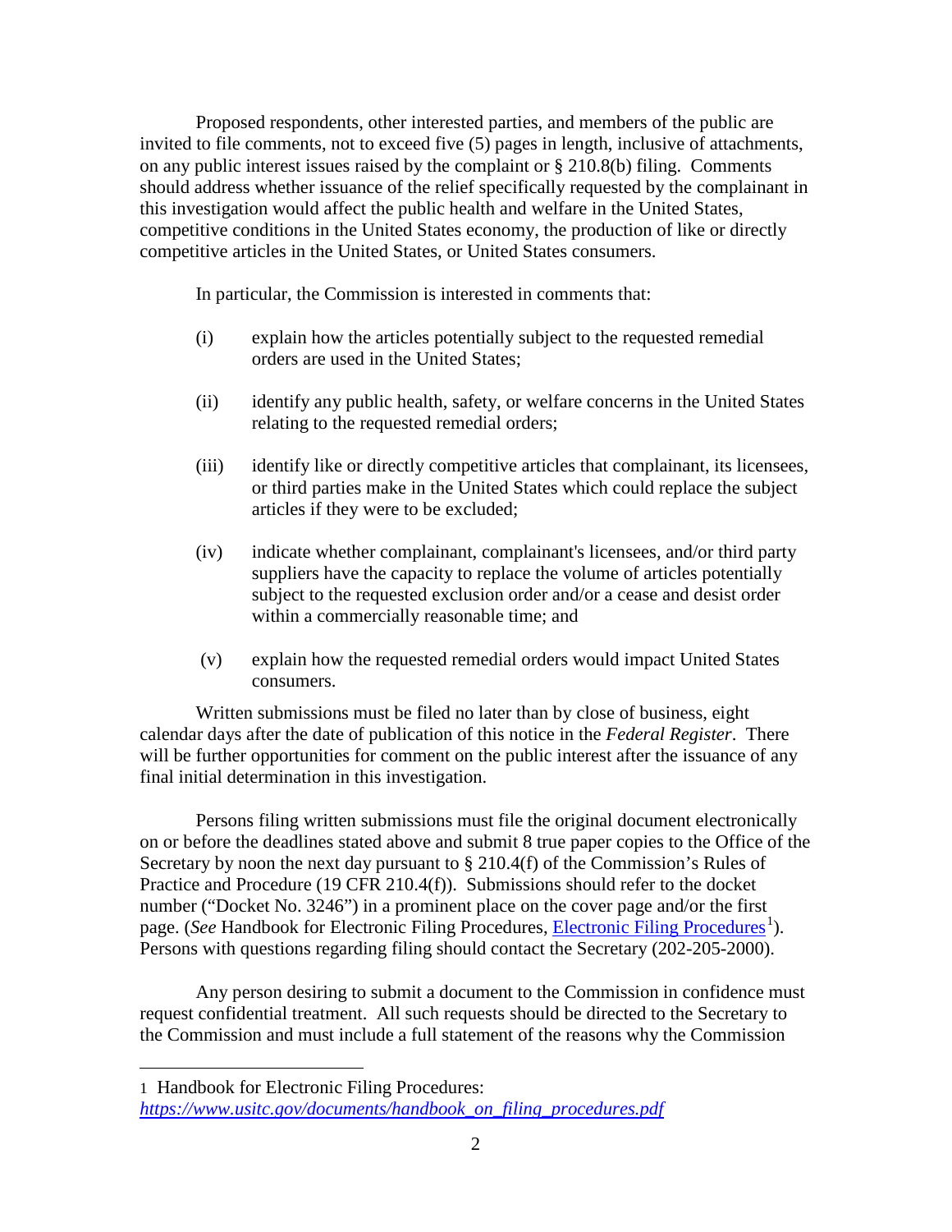Proposed respondents, other interested parties, and members of the public are invited to file comments, not to exceed five (5) pages in length, inclusive of attachments, on any public interest issues raised by the complaint or § 210.8(b) filing. Comments should address whether issuance of the relief specifically requested by the complainant in this investigation would affect the public health and welfare in the United States, competitive conditions in the United States economy, the production of like or directly competitive articles in the United States, or United States consumers.

In particular, the Commission is interested in comments that:

(i) explain how the articles potentially subject to the requested remedial orders are used in the United States;

(ii) identify any public health, safety, or welfare concerns in the United States relating to the requested remedial orders;

(iii) identify like or directly competitive articles that complainant, its licensees, or third parties make in the United States which could replace the subject articles if they were to be excluded;

(iv) indicate whether complainant, complainant's licensees, and/or third party suppliers have the capacity to replace the volume of articles potentially subject to the requested exclusion order and/or a cease and desist order within a commercially reasonable time; and

(v) explain how the requested remedial orders would impact United States consumers.

Written submissions must be filed no later than by close of business, eight calendar days after the date of publication of this notice in the *Federal Register*. There will be further opportunities for comment on the public interest after the issuance of any final initial determination in this investigation.

Persons filing written submissions must file the original document electronically on or before the deadlines stated above and submit 8 true paper copies to the Office of the Secretary by noon the next day pursuant to § 210.4(f) of the Commission's Rules of Practice and Procedure (19 CFR 210.4(f)). Submissions should refer to the docket number ("Docket No. 3246") in a prominent place on the cover page and/or the first page. (*See* Handbook for Electronic Filing Procedures, Electronic Filing Procedures[1]). Persons with questions regarding filing should contact the Secretary (202-205-2000).

Any person desiring to submit a document to the Commission in confidence must request confidential treatment. All such requests should be directed to the Secretary to the Commission and must include a full statement of the reasons why the Commission

---

1 Handbook for Electronic Filing Procedures: *https://www.usitc.gov/documents/handbook_on_filing_procedures.pdf*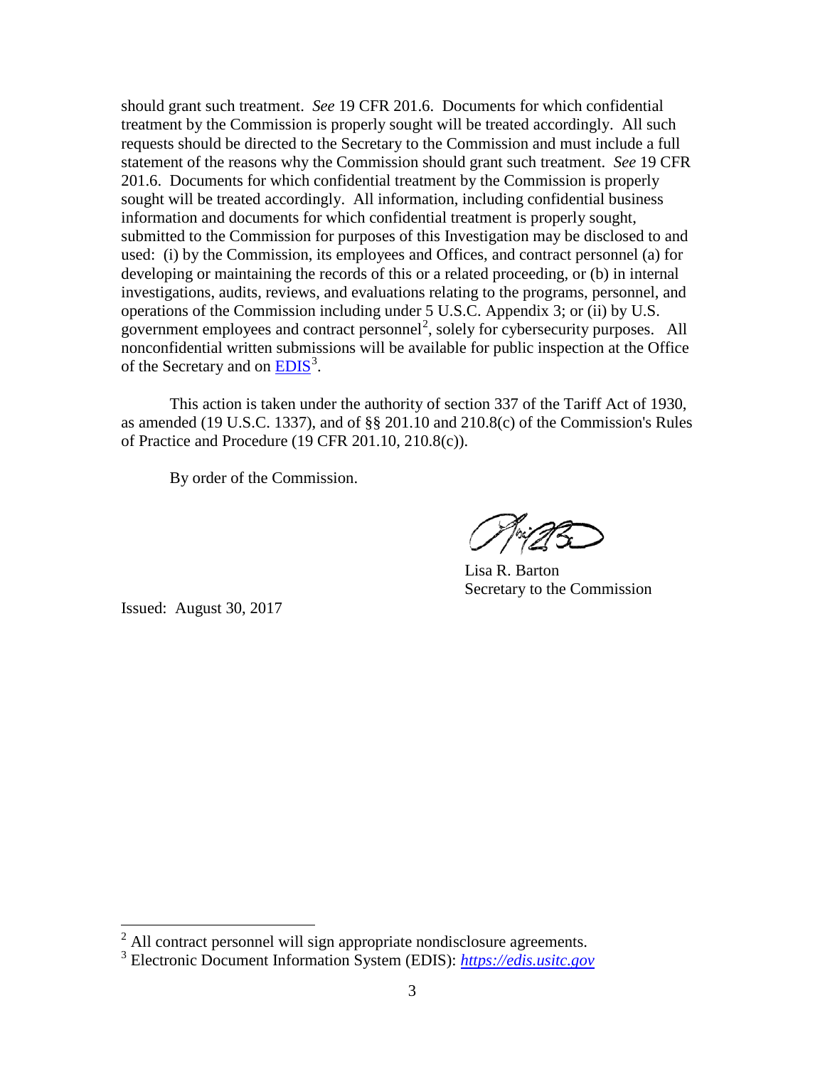should grant such treatment. *See* 19 CFR 201.6. Documents for which confidential treatment by the Commission is properly sought will be treated accordingly. All such requests should be directed to the Secretary to the Commission and must include a full statement of the reasons why the Commission should grant such treatment. *See* 19 CFR 201.6. Documents for which confidential treatment by the Commission is properly sought will be treated accordingly. All information, including confidential business information and documents for which confidential treatment is properly sought, submitted to the Commission for purposes of this Investigation may be disclosed to and used: (i) by the Commission, its employees and Offices, and contract personnel (a) for developing or maintaining the records of this or a related proceeding, or (b) in internal investigations, audits, reviews, and evaluations relating to the programs, personnel, and operations of the Commission including under 5 U.S.C. Appendix 3; or (ii) by U.S. government employees and contract personnel[2], solely for cybersecurity purposes. All nonconfidential written submissions will be available for public inspection at the Office of the Secretary and on [EDIS][3].

This action is taken under the authority of section 337 of the Tariff Act of 1930, as amended (19 U.S.C. 1337), and of §§ 201.10 and 210.8(c) of the Commission's Rules of Practice and Procedure (19 CFR 201.10, 210.8(c)).

By order of the Commission.

Lisa R. Barton
Secretary to the Commission

Issued: August 30, 2017

---

[2] All contract personnel will sign appropriate nondisclosure agreements.

[3] Electronic Document Information System (EDIS): *https://edis.usitc.gov*